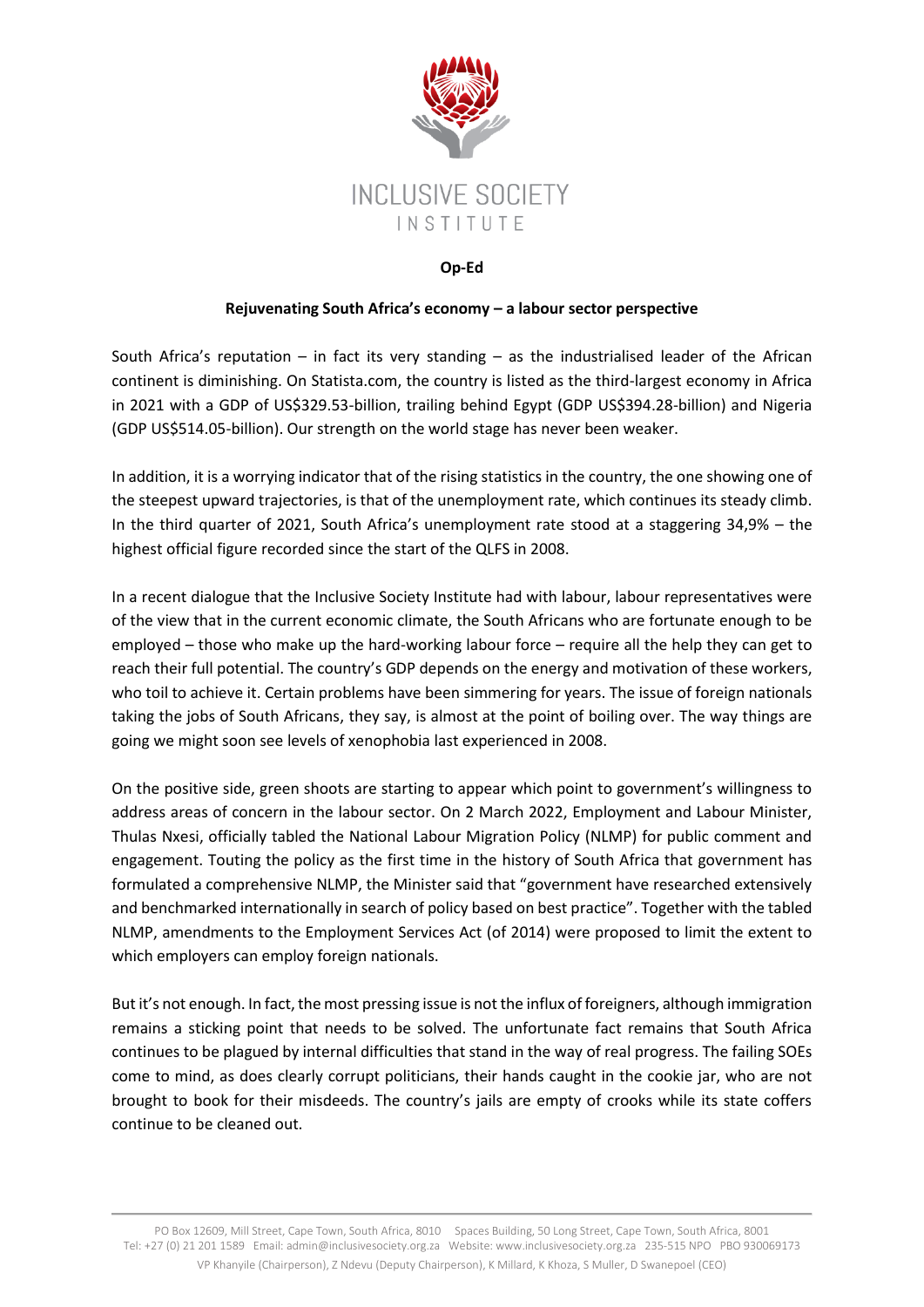INCLUSIVE SOCIETY INSTITUTE

**Op-Ed**

# Rejuvenating South Africa's economy – a labour sector perspective

South Africa's reputation – in fact its very standing – as the industrialised leader of the African continent is diminishing. On Statista.com, the country is listed as the third-largest economy in Africa in 2021 with a GDP of US$329.53-billion, trailing behind Egypt (GDP US$394.28-billion) and Nigeria (GDP US$514.05-billion). Our strength on the world stage has never been weaker.

In addition, it is a worrying indicator that of the rising statistics in the country, the one showing one of the steepest upward trajectories, is that of the unemployment rate, which continues its steady climb. In the third quarter of 2021, South Africa's unemployment rate stood at a staggering 34,9% – the highest official figure recorded since the start of the QLFS in 2008.

In a recent dialogue that the Inclusive Society Institute had with labour, labour representatives were of the view that in the current economic climate, the South Africans who are fortunate enough to be employed – those who make up the hard-working labour force – require all the help they can get to reach their full potential. The country's GDP depends on the energy and motivation of these workers, who toil to achieve it. Certain problems have been simmering for years. The issue of foreign nationals taking the jobs of South Africans, they say, is almost at the point of boiling over. The way things are going we might soon see levels of xenophobia last experienced in 2008.

On the positive side, green shoots are starting to appear which point to government's willingness to address areas of concern in the labour sector. On 2 March 2022, Employment and Labour Minister, Thulas Nxesi, officially tabled the National Labour Migration Policy (NLMP) for public comment and engagement. Touting the policy as the first time in the history of South Africa that government has formulated a comprehensive NLMP, the Minister said that "government have researched extensively and benchmarked internationally in search of policy based on best practice". Together with the tabled NLMP, amendments to the Employment Services Act (of 2014) were proposed to limit the extent to which employers can employ foreign nationals.

But it's not enough. In fact, the most pressing issue is not the influx of foreigners, although immigration remains a sticking point that needs to be solved. The unfortunate fact remains that South Africa continues to be plagued by internal difficulties that stand in the way of real progress. The failing SOEs come to mind, as does clearly corrupt politicians, their hands caught in the cookie jar, who are not brought to book for their misdeeds. The country's jails are empty of crooks while its state coffers continue to be cleaned out.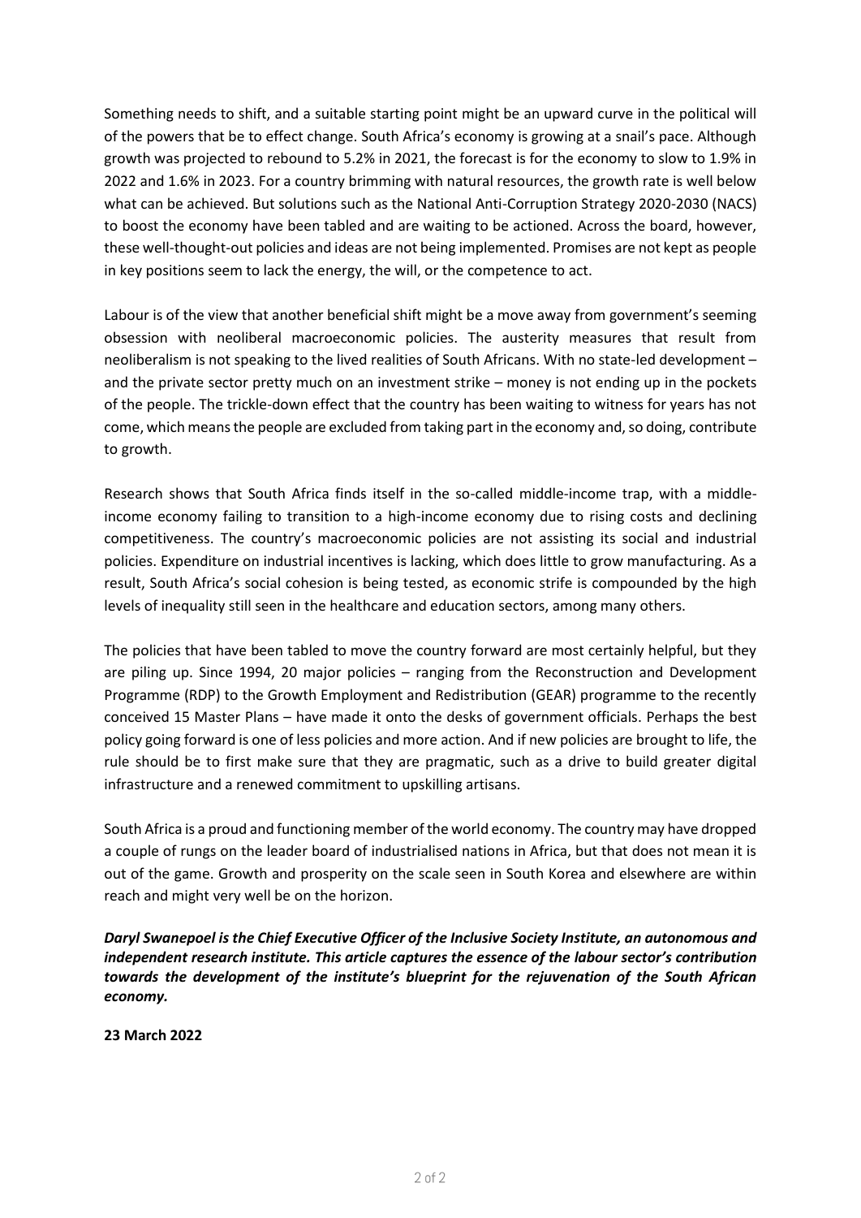Something needs to shift, and a suitable starting point might be an upward curve in the political will of the powers that be to effect change. South Africa's economy is growing at a snail's pace. Although growth was projected to rebound to 5.2% in 2021, the forecast is for the economy to slow to 1.9% in 2022 and 1.6% in 2023. For a country brimming with natural resources, the growth rate is well below what can be achieved. But solutions such as the National Anti-Corruption Strategy 2020-2030 (NACS) to boost the economy have been tabled and are waiting to be actioned. Across the board, however, these well-thought-out policies and ideas are not being implemented. Promises are not kept as people in key positions seem to lack the energy, the will, or the competence to act.

Labour is of the view that another beneficial shift might be a move away from government's seeming obsession with neoliberal macroeconomic policies. The austerity measures that result from neoliberalism is not speaking to the lived realities of South Africans. With no state-led development – and the private sector pretty much on an investment strike – money is not ending up in the pockets of the people. The trickle-down effect that the country has been waiting to witness for years has not come, which means the people are excluded from taking part in the economy and, so doing, contribute to growth.

Research shows that South Africa finds itself in the so-called middle-income trap, with a middle-income economy failing to transition to a high-income economy due to rising costs and declining competitiveness. The country's macroeconomic policies are not assisting its social and industrial policies. Expenditure on industrial incentives is lacking, which does little to grow manufacturing. As a result, South Africa's social cohesion is being tested, as economic strife is compounded by the high levels of inequality still seen in the healthcare and education sectors, among many others.

The policies that have been tabled to move the country forward are most certainly helpful, but they are piling up. Since 1994, 20 major policies – ranging from the Reconstruction and Development Programme (RDP) to the Growth Employment and Redistribution (GEAR) programme to the recently conceived 15 Master Plans – have made it onto the desks of government officials. Perhaps the best policy going forward is one of less policies and more action. And if new policies are brought to life, the rule should be to first make sure that they are pragmatic, such as a drive to build greater digital infrastructure and a renewed commitment to upskilling artisans.

South Africa is a proud and functioning member of the world economy. The country may have dropped a couple of rungs on the leader board of industrialised nations in Africa, but that does not mean it is out of the game. Growth and prosperity on the scale seen in South Korea and elsewhere are within reach and might very well be on the horizon.

***Daryl Swanepoel is the Chief Executive Officer of the Inclusive Society Institute, an autonomous and independent research institute. This article captures the essence of the labour sector's contribution towards the development of the institute's blueprint for the rejuvenation of the South African economy.***

**23 March 2022**